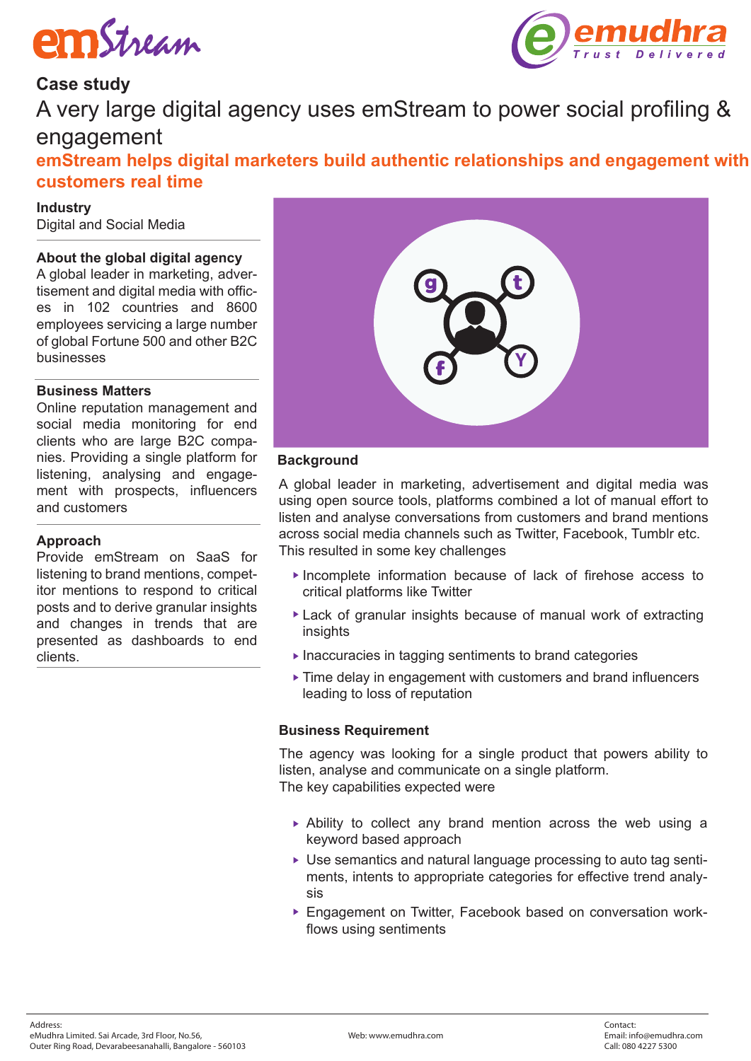emStream

emudhra
Trust Delivered

## Case study

# A very large digital agency uses emStream to power social profiling & engagement

**emStream helps digital marketers build authentic relationships and engagement with customers real time**

**Industry**
Digital and Social Media

**About the global digital agency**
A global leader in marketing, advertisement and digital media with offices in 102 countries and 8600 employees servicing a large number of global Fortune 500 and other B2C businesses

**Business Matters**
Online reputation management and social media monitoring for end clients who are large B2C companies. Providing a single platform for listening, analysing and engagement with prospects, influencers and customers

**Approach**
Provide emStream on SaaS for listening to brand mentions, competitor mentions to respond to critical posts and to derive granular insights and changes in trends that are presented as dashboards to end clients.

### Background

A global leader in marketing, advertisement and digital media was using open source tools, platforms combined a lot of manual effort to listen and analyse conversations from customers and brand mentions across social media channels such as Twitter, Facebook, Tumblr etc. This resulted in some key challenges

- Incomplete information because of lack of firehose access to critical platforms like Twitter
- Lack of granular insights because of manual work of extracting insights
- Inaccuracies in tagging sentiments to brand categories
- Time delay in engagement with customers and brand influencers leading to loss of reputation

### Business Requirement

The agency was looking for a single product that powers ability to listen, analyse and communicate on a single platform.
The key capabilities expected were

- Ability to collect any brand mention across the web using a keyword based approach
- Use semantics and natural language processing to auto tag sentiments, intents to appropriate categories for effective trend analysis
- Engagement on Twitter, Facebook based on conversation workflows using sentiments

Address:
eMudhra Limited. Sai Arcade, 3rd Floor, No.56,
Outer Ring Road, Devarabeesanahalli, Bangalore - 560103

Web: www.emudhra.com

Contact:
Email: info@emudhra.com
Call: 080 4227 5300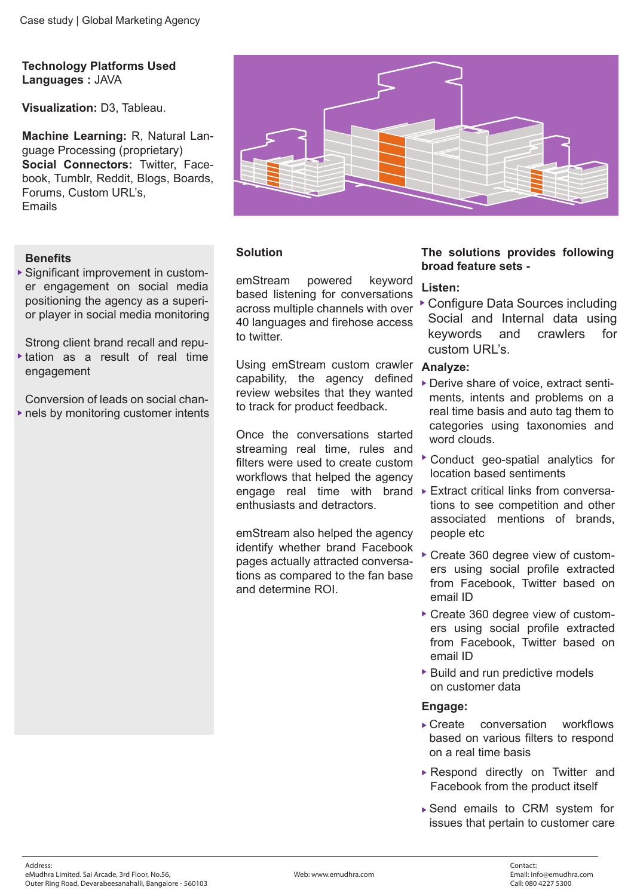**Technology Platforms Used**
**Languages :** JAVA

**Visualization:** D3, Tableau.

**Machine Learning:** R, Natural Language Processing (proprietary)
**Social Connectors:** Twitter, Facebook, Tumblr, Reddit, Blogs, Boards, Forums, Custom URL's, Emails

## Benefits

- Significant improvement in customer engagement on social media positioning the agency as a superior player in social media monitoring
- Strong client brand recall and reputation as a result of real time engagement
- Conversion of leads on social channels by monitoring customer intents

## Solution

emStream powered keyword based listening for conversations across multiple channels with over 40 languages and firehose access to twitter.

Using emStream custom crawler capability, the agency defined review websites that they wanted to track for product feedback.

Once the conversations started streaming real time, rules and filters were used to create custom workflows that helped the agency engage real time with brand enthusiasts and detractors.

emStream also helped the agency identify whether brand Facebook pages actually attracted conversations as compared to the fan base and determine ROI.

## The solutions provides following broad feature sets -

### Listen:

- Configure Data Sources including Social and Internal data using keywords and crawlers for custom URL's.

### Analyze:

- Derive share of voice, extract sentiments, intents and problems on a real time basis and auto tag them to categories using taxonomies and word clouds.
- Conduct geo-spatial analytics for location based sentiments
- Extract critical links from conversations to see competition and other associated mentions of brands, people etc
- Create 360 degree view of customers using social profile extracted from Facebook, Twitter based on email ID
- Create 360 degree view of customers using social profile extracted from Facebook, Twitter based on email ID
- Build and run predictive models on customer data

### Engage:

- Create conversation workflows based on various filters to respond on a real time basis
- Respond directly on Twitter and Facebook from the product itself
- Send emails to CRM system for issues that pertain to customer care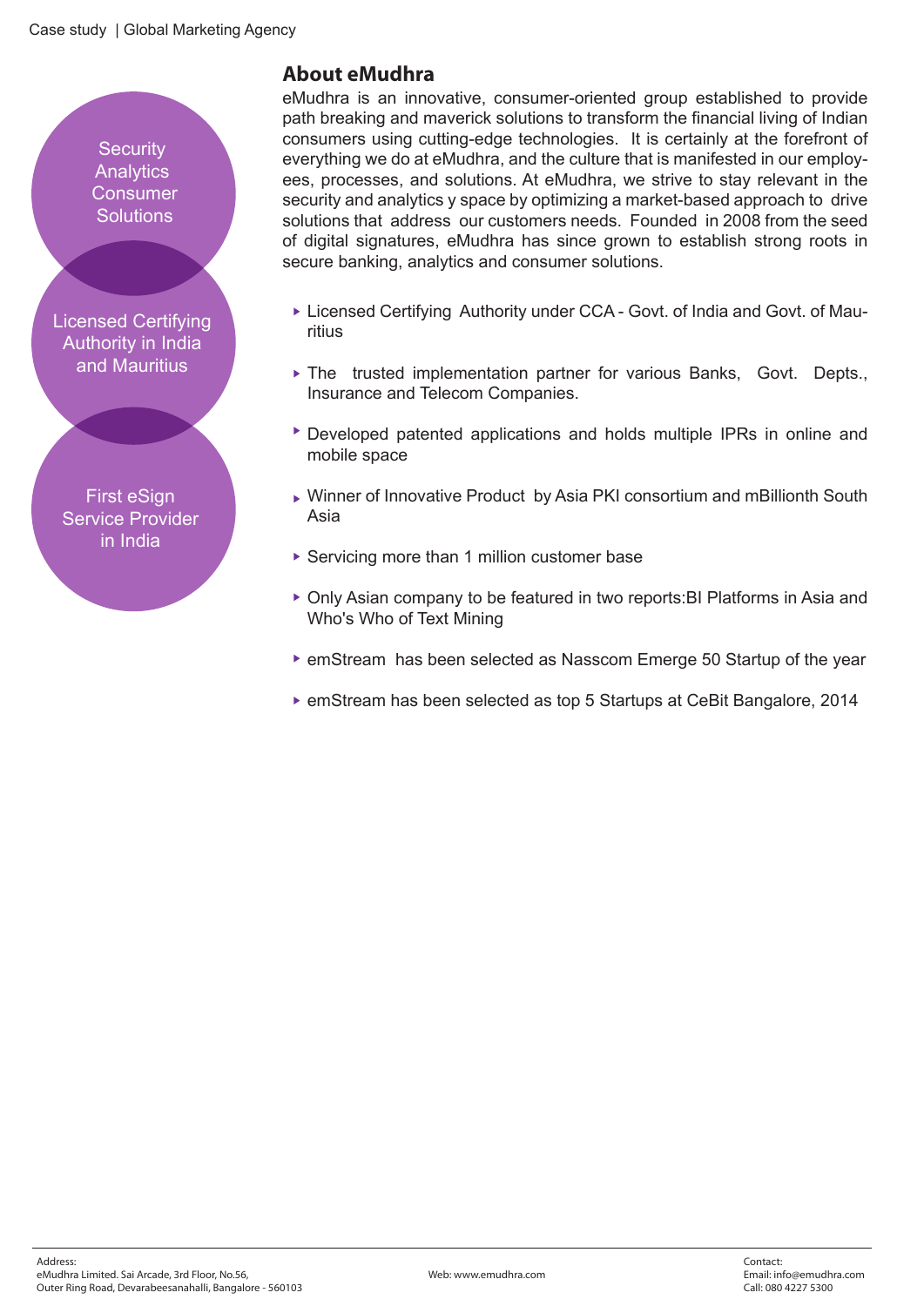Security Analytics Consumer Solutions

Licensed Certifying Authority in India and Mauritius

First eSign Service Provider in India

## About eMudhra

eMudhra is an innovative, consumer-oriented group established to provide path breaking and maverick solutions to transform the financial living of Indian consumers using cutting-edge technologies. It is certainly at the forefront of everything we do at eMudhra, and the culture that is manifested in our employees, processes, and solutions. At eMudhra, we strive to stay relevant in the security and analytics y space by optimizing a market-based approach to drive solutions that address our customers needs. Founded in 2008 from the seed of digital signatures, eMudhra has since grown to establish strong roots in secure banking, analytics and consumer solutions.

- Licensed Certifying Authority under CCA - Govt. of India and Govt. of Mauritius
- The trusted implementation partner for various Banks, Govt. Depts., Insurance and Telecom Companies.
- Developed patented applications and holds multiple IPRs in online and mobile space
- Winner of Innovative Product by Asia PKI consortium and mBillionth South Asia
- Servicing more than 1 million customer base
- Only Asian company to be featured in two reports:BI Platforms in Asia and Who's Who of Text Mining
- emStream has been selected as Nasscom Emerge 50 Startup of the year
- emStream has been selected as top 5 Startups at CeBit Bangalore, 2014

Address:
eMudhra Limited. Sai Arcade, 3rd Floor, No.56,
Outer Ring Road, Devarabeesanahalli, Bangalore - 560103

Web: www.emudhra.com

Contact:
Email: info@emudhra.com
Call: 080 4227 5300